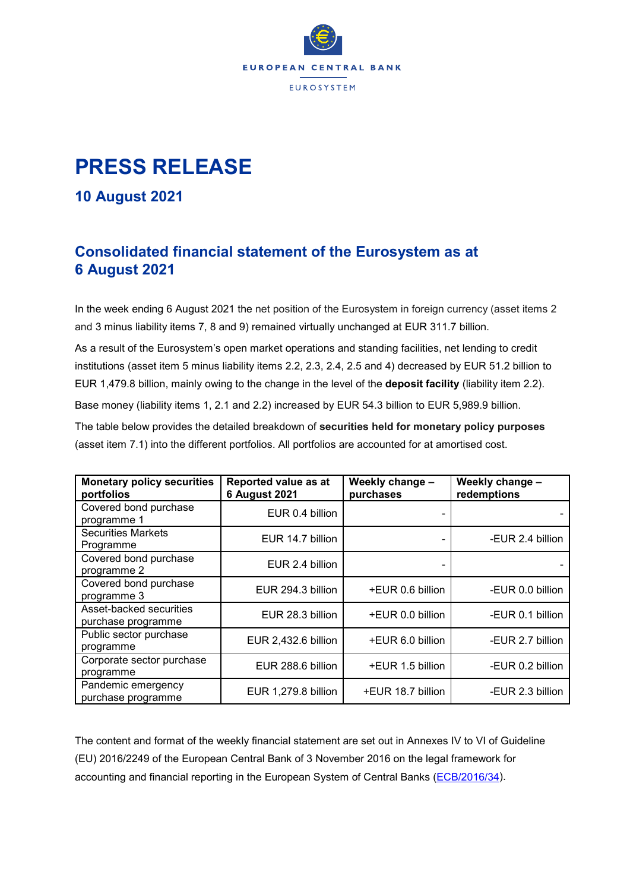EUROPEAN CENTRAL BANK

EUROSYSTEM

# PRESS RELEASE

## 10 August 2021

## Consolidated financial statement of the Eurosystem as at 6 August 2021

In the week ending 6 August 2021 the net position of the Eurosystem in foreign currency (asset items 2 and 3 minus liability items 7, 8 and 9) remained virtually unchanged at EUR 311.7 billion.

As a result of the Eurosystem's open market operations and standing facilities, net lending to credit institutions (asset item 5 minus liability items 2.2, 2.3, 2.4, 2.5 and 4) decreased by EUR 51.2 billion to EUR 1,479.8 billion, mainly owing to the change in the level of the **deposit facility** (liability item 2.2).

Base money (liability items 1, 2.1 and 2.2) increased by EUR 54.3 billion to EUR 5,989.9 billion.

The table below provides the detailed breakdown of **securities held for monetary policy purposes** (asset item 7.1) into the different portfolios. All portfolios are accounted for at amortised cost.

| Monetary policy securities portfolios | Reported value as at 6 August 2021 | Weekly change – purchases | Weekly change – redemptions |
|---|---|---|---|
| Covered bond purchase programme 1 | EUR 0.4 billion | - | - |
| Securities Markets Programme | EUR 14.7 billion | - | -EUR 2.4 billion |
| Covered bond purchase programme 2 | EUR 2.4 billion | - | - |
| Covered bond purchase programme 3 | EUR 294.3 billion | +EUR 0.6 billion | -EUR 0.0 billion |
| Asset-backed securities purchase programme | EUR 28.3 billion | +EUR 0.0 billion | -EUR 0.1 billion |
| Public sector purchase programme | EUR 2,432.6 billion | +EUR 6.0 billion | -EUR 2.7 billion |
| Corporate sector purchase programme | EUR 288.6 billion | +EUR 1.5 billion | -EUR 0.2 billion |
| Pandemic emergency purchase programme | EUR 1,279.8 billion | +EUR 18.7 billion | -EUR 2.3 billion |

The content and format of the weekly financial statement are set out in Annexes IV to VI of Guideline (EU) 2016/2249 of the European Central Bank of 3 November 2016 on the legal framework for accounting and financial reporting in the European System of Central Banks (ECB/2016/34).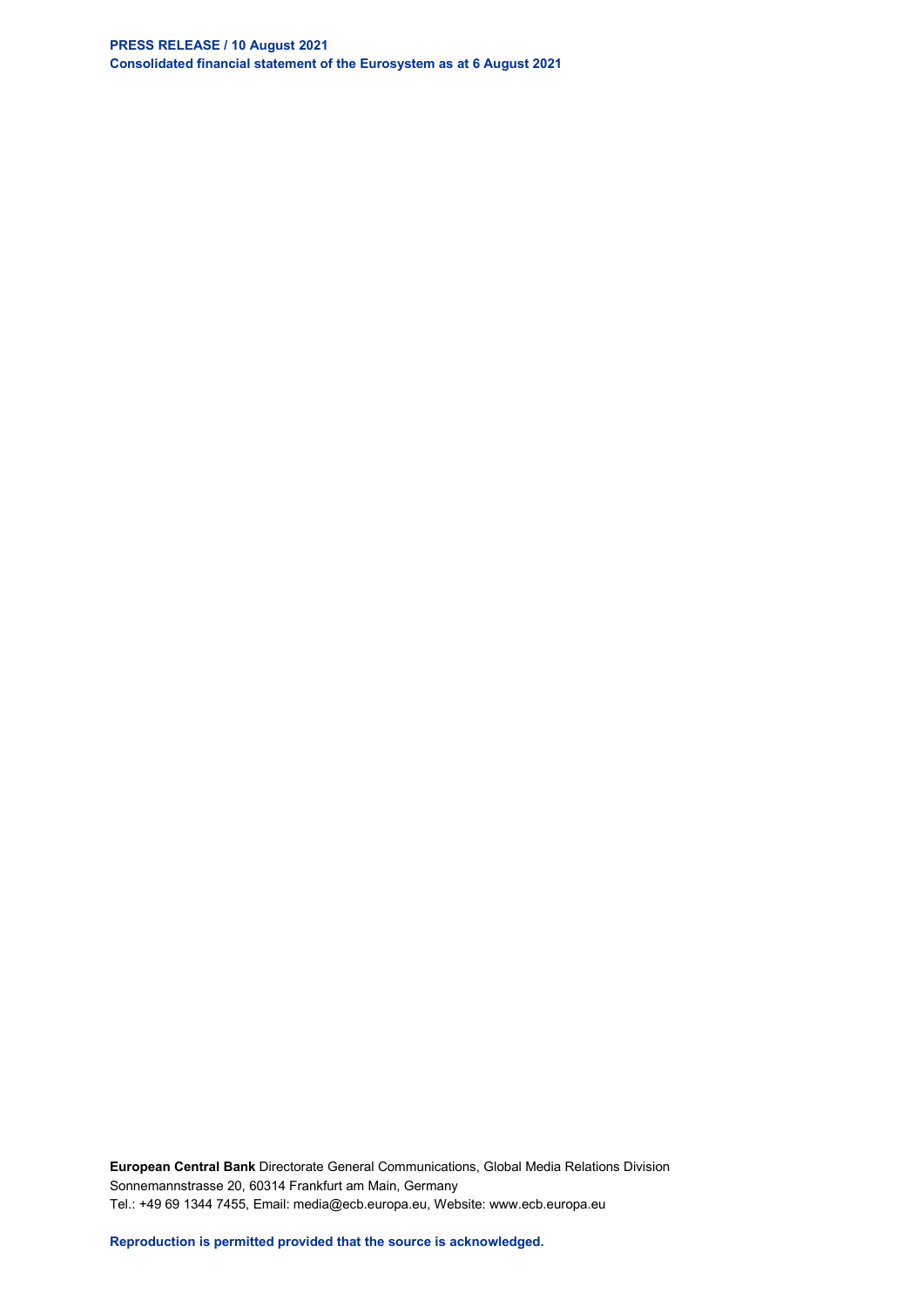**European Central Bank** Directorate General Communications, Global Media Relations Division
Sonnemannstrasse 20, 60314 Frankfurt am Main, Germany
Tel.: +49 69 1344 7455, Email: media@ecb.europa.eu, Website: www.ecb.europa.eu

**Reproduction is permitted provided that the source is acknowledged.**